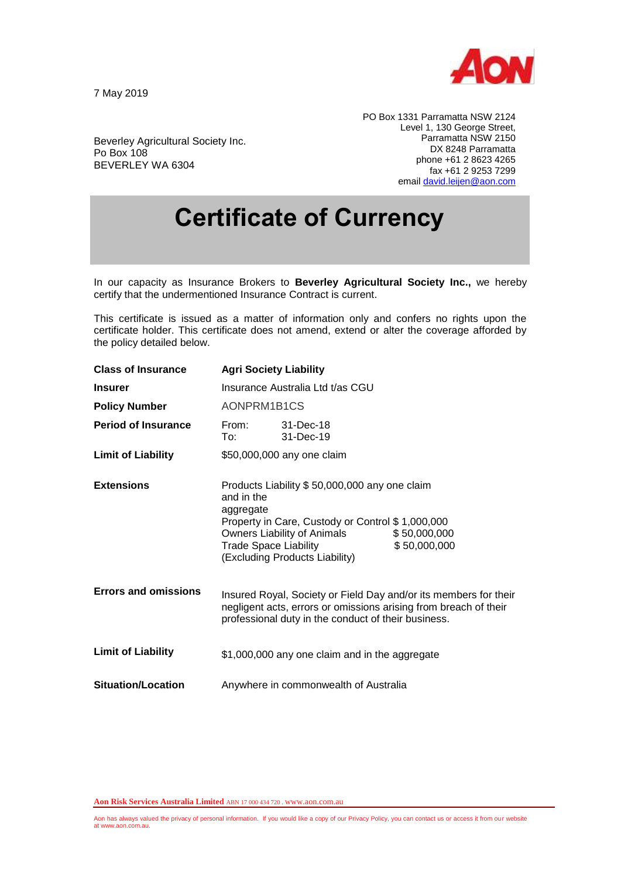7 May 2019

Beverley Agricultural Society Inc.
Po Box 108
BEVERLEY WA 6304

PO Box 1331 Parramatta NSW 2124
Level 1, 130 George Street,
Parramatta NSW 2150
DX 8248 Parramatta
phone +61 2 8623 4265
fax +61 2 9253 7299
email david.leijen@aon.com

# Certificate of Currency

In our capacity as Insurance Brokers to **Beverley Agricultural Society Inc.,** we hereby certify that the undermentioned Insurance Contract is current.

This certificate is issued as a matter of information only and confers no rights upon the certificate holder. This certificate does not amend, extend or alter the coverage afforded by the policy detailed below.

| | |
|---|---|
| **Class of Insurance** | **Agri Society Liability** |
| **Insurer** | Insurance Australia Ltd t/as CGU |
| **Policy Number** | AONPRM1B1CS |
| **Period of Insurance** | From: 31-Dec-18<br>To: 31-Dec-19 |
| **Limit of Liability** | $50,000,000 any one claim |
| **Extensions** | Products Liability $ 50,000,000 any one claim and in the aggregate<br>Property in Care, Custody or Control $ 1,000,000<br>Owners Liability of Animals $ 50,000,000<br>Trade Space Liability $ 50,000,000<br>(Excluding Products Liability) |
| **Errors and omissions** | Insured Royal, Society or Field Day and/or its members for their negligent acts, errors or omissions arising from breach of their professional duty in the conduct of their business. |
| **Limit of Liability** | $1,000,000 any one claim and in the aggregate |
| **Situation/Location** | Anywhere in commonwealth of Australia |

**Aon Risk Services Australia Limited** ABN 17 000 434 720 . www.aon.com.au

Aon has always valued the privacy of personal information. If you would like a copy of our Privacy Policy, you can contact us or access it from our website at www.aon.com.au.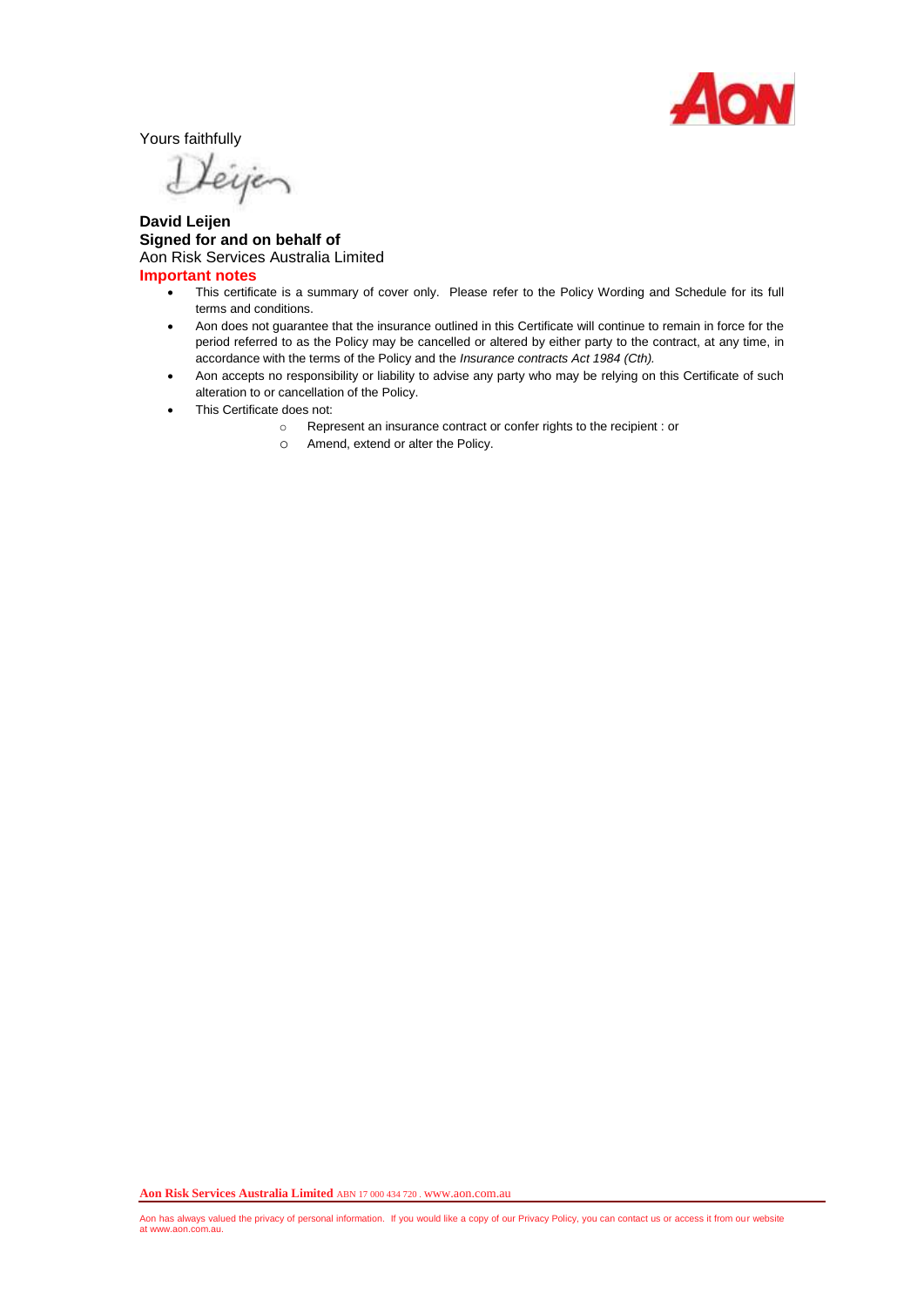Yours faithfully

**David Leijen**
**Signed for and on behalf of**
Aon Risk Services Australia Limited

**Important notes**

- This certificate is a summary of cover only. Please refer to the Policy Wording and Schedule for its full terms and conditions.
- Aon does not guarantee that the insurance outlined in this Certificate will continue to remain in force for the period referred to as the Policy may be cancelled or altered by either party to the contract, at any time, in accordance with the terms of the Policy and the *Insurance contracts Act 1984 (Cth).*
- Aon accepts no responsibility or liability to advise any party who may be relying on this Certificate of such alteration to or cancellation of the Policy.
- This Certificate does not:
  - Represent an insurance contract or confer rights to the recipient : or
  - Amend, extend or alter the Policy.

**Aon Risk Services Australia Limited** ABN 17 000 434 720 . www.aon.com.au

Aon has always valued the privacy of personal information. If you would like a copy of our Privacy Policy, you can contact us or access it from our website at www.aon.com.au.